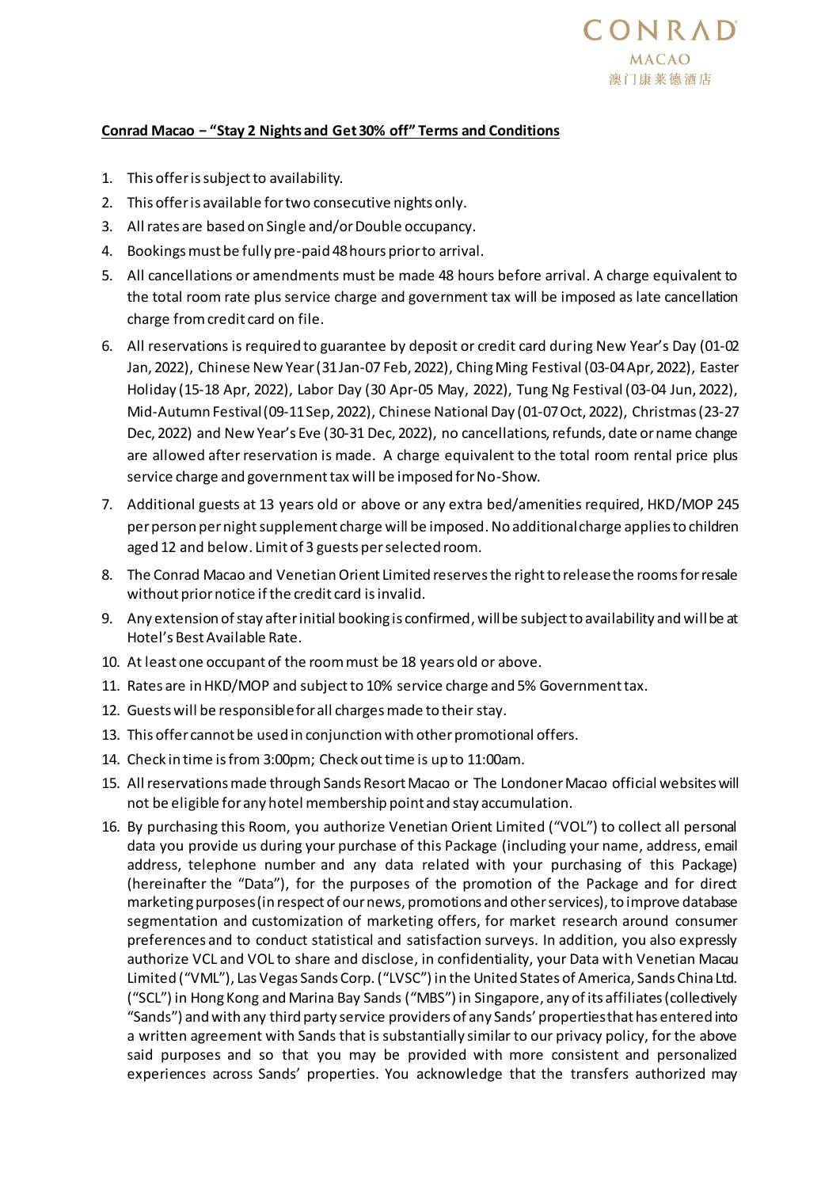CONRAD
MACAO
澳门康莱德酒店

**Conrad Macao – "Stay 2 Nights and Get 30% off" Terms and Conditions**

1. This offer is subject to availability.
2. This offer is available for two consecutive nights only.
3. All rates are based on Single and/or Double occupancy.
4. Bookings must be fully pre-paid 48 hours prior to arrival.
5. All cancellations or amendments must be made 48 hours before arrival. A charge equivalent to the total room rate plus service charge and government tax will be imposed as late cancellation charge from credit card on file.
6. All reservations is required to guarantee by deposit or credit card during New Year's Day (01-02 Jan, 2022), Chinese New Year (31 Jan-07 Feb, 2022), Ching Ming Festival (03-04 Apr, 2022), Easter Holiday (15-18 Apr, 2022), Labor Day (30 Apr-05 May, 2022), Tung Ng Festival (03-04 Jun, 2022), Mid-Autumn Festival (09-11 Sep, 2022), Chinese National Day (01-07 Oct, 2022), Christmas (23-27 Dec, 2022) and New Year's Eve (30-31 Dec, 2022), no cancellations, refunds, date or name change are allowed after reservation is made. A charge equivalent to the total room rental price plus service charge and government tax will be imposed for No-Show.
7. Additional guests at 13 years old or above or any extra bed/amenities required, HKD/MOP 245 per person per night supplement charge will be imposed. No additional charge applies to children aged 12 and below. Limit of 3 guests per selected room.
8. The Conrad Macao and Venetian Orient Limited reserves the right to release the rooms for resale without prior notice if the credit card is invalid.
9. Any extension of stay after initial booking is confirmed, will be subject to availability and will be at Hotel's Best Available Rate.
10. At least one occupant of the room must be 18 years old or above.
11. Rates are in HKD/MOP and subject to 10% service charge and 5% Government tax.
12. Guests will be responsible for all charges made to their stay.
13. This offer cannot be used in conjunction with other promotional offers.
14. Check in time is from 3:00pm; Check out time is up to 11:00am.
15. All reservations made through Sands Resort Macao or The Londoner Macao official websites will not be eligible for any hotel membership point and stay accumulation.
16. By purchasing this Room, you authorize Venetian Orient Limited ("VOL") to collect all personal data you provide us during your purchase of this Package (including your name, address, email address, telephone number and any data related with your purchasing of this Package) (hereinafter the "Data"), for the purposes of the promotion of the Package and for direct marketing purposes (in respect of our news, promotions and other services), to improve database segmentation and customization of marketing offers, for market research around consumer preferences and to conduct statistical and satisfaction surveys. In addition, you also expressly authorize VCL and VOL to share and disclose, in confidentiality, your Data with Venetian Macau Limited ("VML"), Las Vegas Sands Corp. ("LVSC") in the United States of America, Sands China Ltd. ("SCL") in Hong Kong and Marina Bay Sands ("MBS") in Singapore, any of its affiliates (collectively "Sands") and with any third party service providers of any Sands' properties that has entered into a written agreement with Sands that is substantially similar to our privacy policy, for the above said purposes and so that you may be provided with more consistent and personalized experiences across Sands' properties. You acknowledge that the transfers authorized may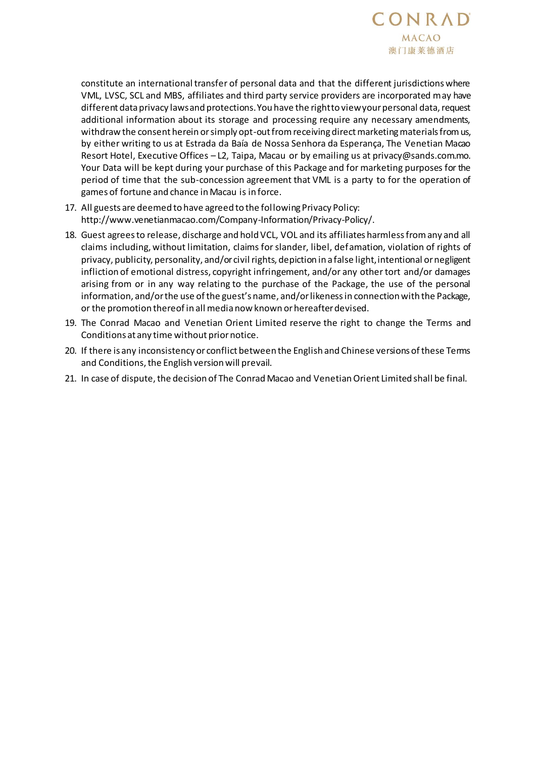constitute an international transfer of personal data and that the different jurisdictions where VML, LVSC, SCL and MBS, affiliates and third party service providers are incorporated may have different data privacy laws and protections. You have the right to view your personal data, request additional information about its storage and processing require any necessary amendments, withdraw the consent herein or simply opt-out from receiving direct marketing materials from us, by either writing to us at Estrada da Baía de Nossa Senhora da Esperança, The Venetian Macao Resort Hotel, Executive Offices – L2, Taipa, Macau or by emailing us at privacy@sands.com.mo. Your Data will be kept during your purchase of this Package and for marketing purposes for the period of time that the sub-concession agreement that VML is a party to for the operation of games of fortune and chance in Macau is in force.

17. All guests are deemed to have agreed to the following Privacy Policy: http://www.venetianmacao.com/Company-Information/Privacy-Policy/.
18. Guest agrees to release, discharge and hold VCL, VOL and its affiliates harmless from any and all claims including, without limitation, claims for slander, libel, defamation, violation of rights of privacy, publicity, personality, and/or civil rights, depiction in a false light, intentional or negligent infliction of emotional distress, copyright infringement, and/or any other tort and/or damages arising from or in any way relating to the purchase of the Package, the use of the personal information, and/or the use of the guest's name, and/or likeness in connection with the Package, or the promotion thereof in all media now known or hereafter devised.
19. The Conrad Macao and Venetian Orient Limited reserve the right to change the Terms and Conditions at any time without prior notice.
20. If there is any inconsistency or conflict between the English and Chinese versions of these Terms and Conditions, the English version will prevail.
21. In case of dispute, the decision of The Conrad Macao and Venetian Orient Limited shall be final.